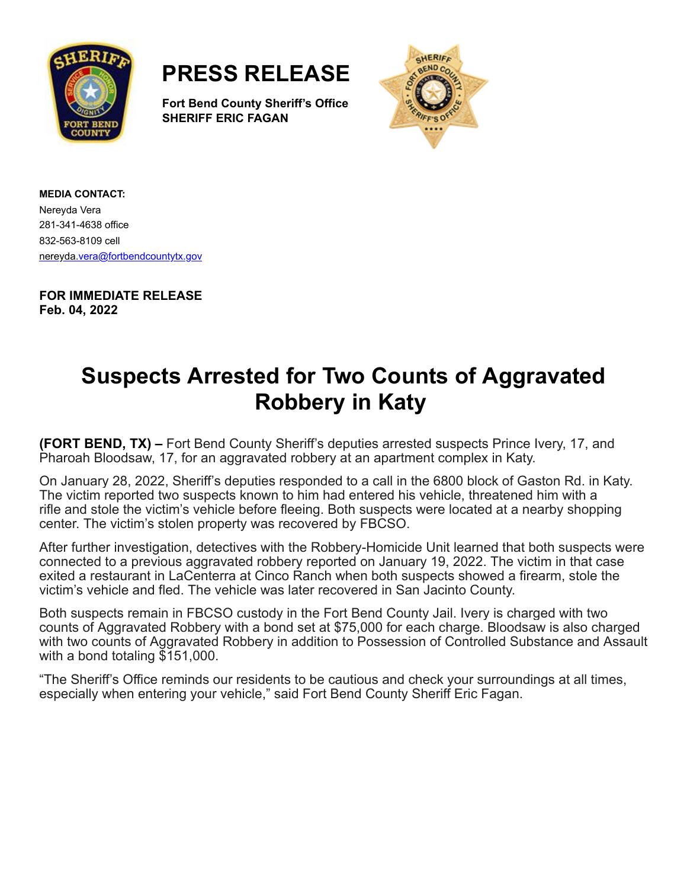# PRESS RELEASE

**Fort Bend County Sheriff's Office**
**SHERIFF ERIC FAGAN**

**MEDIA CONTACT:**
Nereyda Vera
281-341-4638 office
832-563-8109 cell
nereyda.vera@fortbendcountytx.gov

**FOR IMMEDIATE RELEASE**
**Feb. 04, 2022**

# Suspects Arrested for Two Counts of Aggravated Robbery in Katy

**(FORT BEND, TX) –** Fort Bend County Sheriff's deputies arrested suspects Prince Ivery, 17, and Pharoah Bloodsaw, 17, for an aggravated robbery at an apartment complex in Katy.

On January 28, 2022, Sheriff's deputies responded to a call in the 6800 block of Gaston Rd. in Katy. The victim reported two suspects known to him had entered his vehicle, threatened him with a rifle and stole the victim's vehicle before fleeing. Both suspects were located at a nearby shopping center. The victim's stolen property was recovered by FBCSO.

After further investigation, detectives with the Robbery-Homicide Unit learned that both suspects were connected to a previous aggravated robbery reported on January 19, 2022. The victim in that case exited a restaurant in LaCenterra at Cinco Ranch when both suspects showed a firearm, stole the victim's vehicle and fled. The vehicle was later recovered in San Jacinto County.

Both suspects remain in FBCSO custody in the Fort Bend County Jail. Ivery is charged with two counts of Aggravated Robbery with a bond set at $75,000 for each charge. Bloodsaw is also charged with two counts of Aggravated Robbery in addition to Possession of Controlled Substance and Assault with a bond totaling $151,000.

"The Sheriff's Office reminds our residents to be cautious and check your surroundings at all times, especially when entering your vehicle," said Fort Bend County Sheriff Eric Fagan.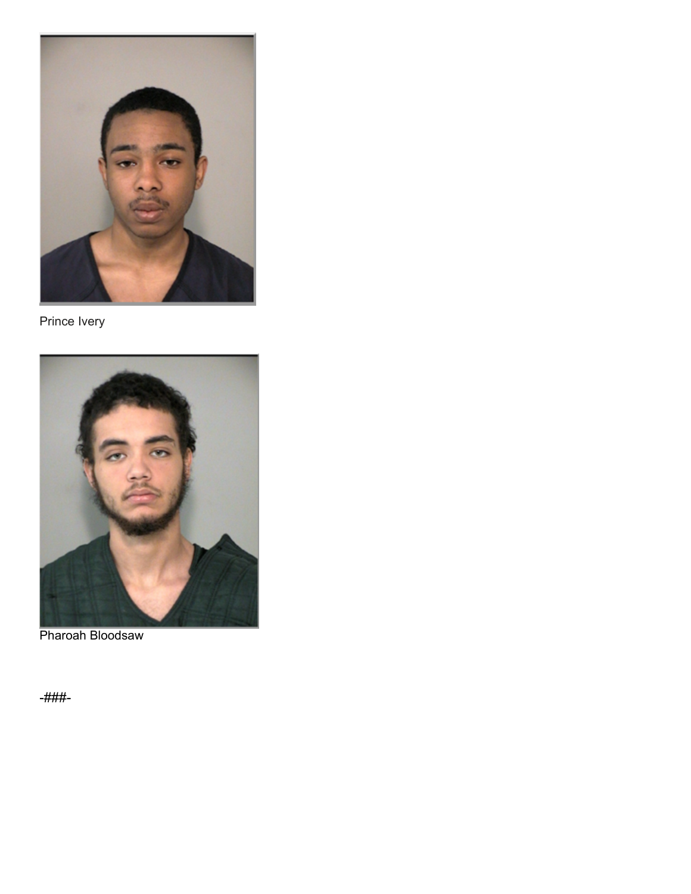Prince Ivery

Pharoah Bloodsaw

-###-